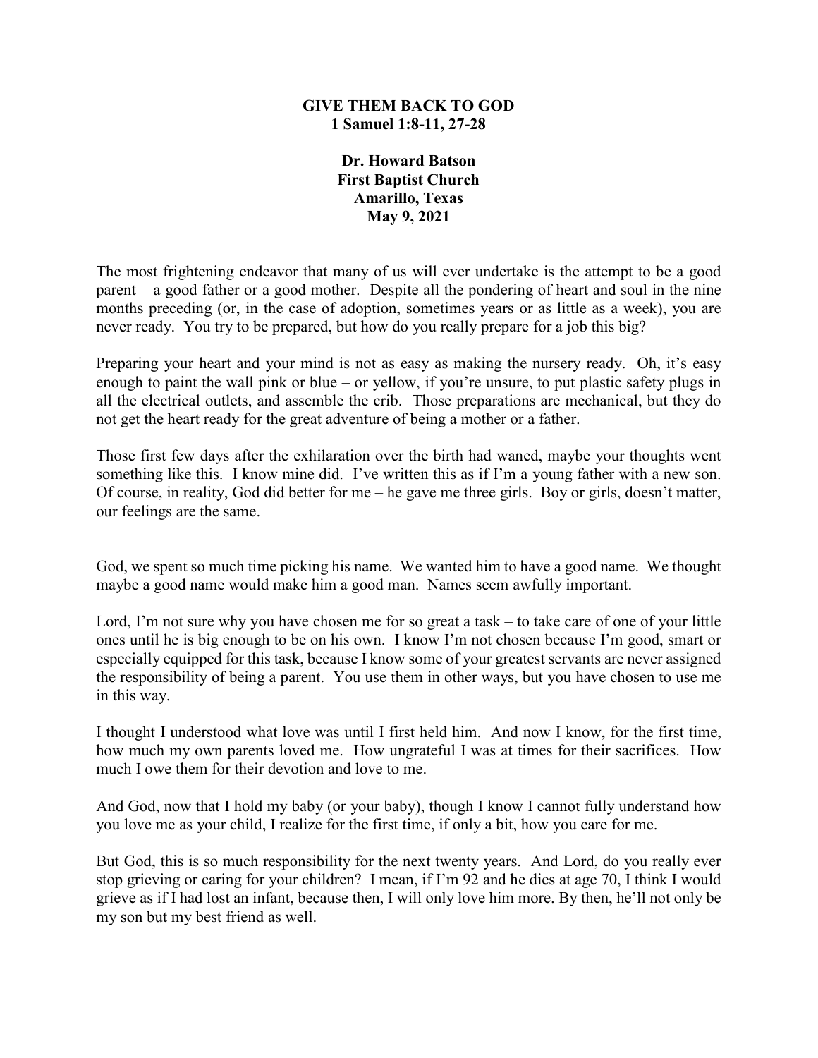# GIVE THEM BACK TO GOD

**1 Samuel 1:8-11, 27-28**

**Dr. Howard Batson**
**First Baptist Church**
**Amarillo, Texas**
**May 9, 2021**

The most frightening endeavor that many of us will ever undertake is the attempt to be a good parent – a good father or a good mother. Despite all the pondering of heart and soul in the nine months preceding (or, in the case of adoption, sometimes years or as little as a week), you are never ready. You try to be prepared, but how do you really prepare for a job this big?

Preparing your heart and your mind is not as easy as making the nursery ready. Oh, it's easy enough to paint the wall pink or blue – or yellow, if you're unsure, to put plastic safety plugs in all the electrical outlets, and assemble the crib. Those preparations are mechanical, but they do not get the heart ready for the great adventure of being a mother or a father.

Those first few days after the exhilaration over the birth had waned, maybe your thoughts went something like this. I know mine did. I've written this as if I'm a young father with a new son. Of course, in reality, God did better for me – he gave me three girls. Boy or girls, doesn't matter, our feelings are the same.

God, we spent so much time picking his name. We wanted him to have a good name. We thought maybe a good name would make him a good man. Names seem awfully important.

Lord, I'm not sure why you have chosen me for so great a task – to take care of one of your little ones until he is big enough to be on his own. I know I'm not chosen because I'm good, smart or especially equipped for this task, because I know some of your greatest servants are never assigned the responsibility of being a parent. You use them in other ways, but you have chosen to use me in this way.

I thought I understood what love was until I first held him. And now I know, for the first time, how much my own parents loved me. How ungrateful I was at times for their sacrifices. How much I owe them for their devotion and love to me.

And God, now that I hold my baby (or your baby), though I know I cannot fully understand how you love me as your child, I realize for the first time, if only a bit, how you care for me.

But God, this is so much responsibility for the next twenty years. And Lord, do you really ever stop grieving or caring for your children? I mean, if I'm 92 and he dies at age 70, I think I would grieve as if I had lost an infant, because then, I will only love him more. By then, he'll not only be my son but my best friend as well.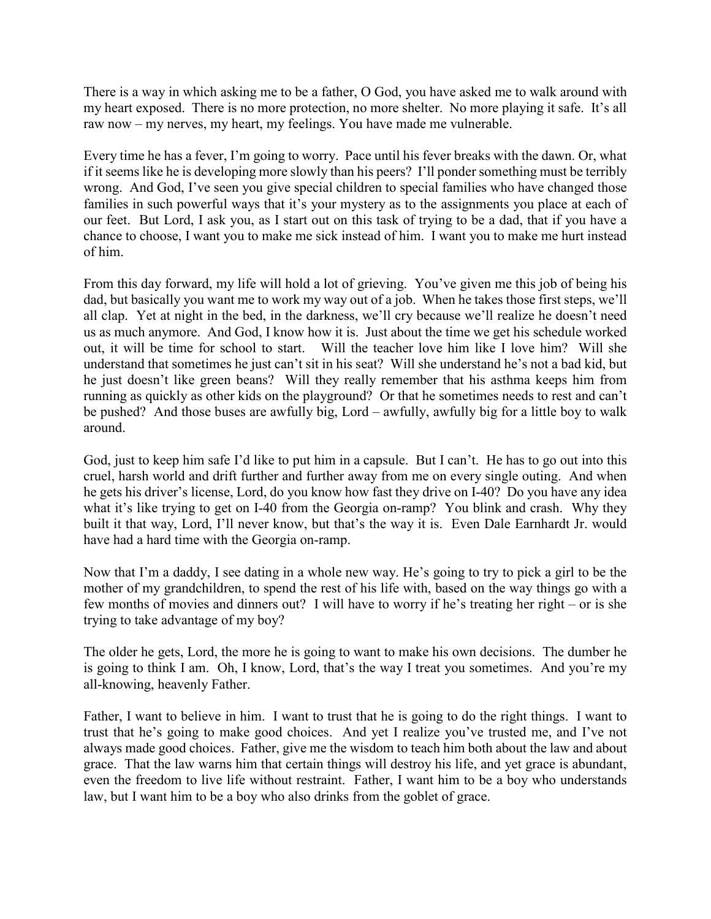There is a way in which asking me to be a father, O God, you have asked me to walk around with my heart exposed. There is no more protection, no more shelter. No more playing it safe. It's all raw now – my nerves, my heart, my feelings. You have made me vulnerable.

Every time he has a fever, I'm going to worry. Pace until his fever breaks with the dawn. Or, what if it seems like he is developing more slowly than his peers? I'll ponder something must be terribly wrong. And God, I've seen you give special children to special families who have changed those families in such powerful ways that it's your mystery as to the assignments you place at each of our feet. But Lord, I ask you, as I start out on this task of trying to be a dad, that if you have a chance to choose, I want you to make me sick instead of him. I want you to make me hurt instead of him.

From this day forward, my life will hold a lot of grieving. You've given me this job of being his dad, but basically you want me to work my way out of a job. When he takes those first steps, we'll all clap. Yet at night in the bed, in the darkness, we'll cry because we'll realize he doesn't need us as much anymore. And God, I know how it is. Just about the time we get his schedule worked out, it will be time for school to start. Will the teacher love him like I love him? Will she understand that sometimes he just can't sit in his seat? Will she understand he's not a bad kid, but he just doesn't like green beans? Will they really remember that his asthma keeps him from running as quickly as other kids on the playground? Or that he sometimes needs to rest and can't be pushed? And those buses are awfully big, Lord – awfully, awfully big for a little boy to walk around.

God, just to keep him safe I'd like to put him in a capsule. But I can't. He has to go out into this cruel, harsh world and drift further and further away from me on every single outing. And when he gets his driver's license, Lord, do you know how fast they drive on I-40? Do you have any idea what it's like trying to get on I-40 from the Georgia on-ramp? You blink and crash. Why they built it that way, Lord, I'll never know, but that's the way it is. Even Dale Earnhardt Jr. would have had a hard time with the Georgia on-ramp.

Now that I'm a daddy, I see dating in a whole new way. He's going to try to pick a girl to be the mother of my grandchildren, to spend the rest of his life with, based on the way things go with a few months of movies and dinners out? I will have to worry if he's treating her right – or is she trying to take advantage of my boy?

The older he gets, Lord, the more he is going to want to make his own decisions. The dumber he is going to think I am. Oh, I know, Lord, that's the way I treat you sometimes. And you're my all-knowing, heavenly Father.

Father, I want to believe in him. I want to trust that he is going to do the right things. I want to trust that he's going to make good choices. And yet I realize you've trusted me, and I've not always made good choices. Father, give me the wisdom to teach him both about the law and about grace. That the law warns him that certain things will destroy his life, and yet grace is abundant, even the freedom to live life without restraint. Father, I want him to be a boy who understands law, but I want him to be a boy who also drinks from the goblet of grace.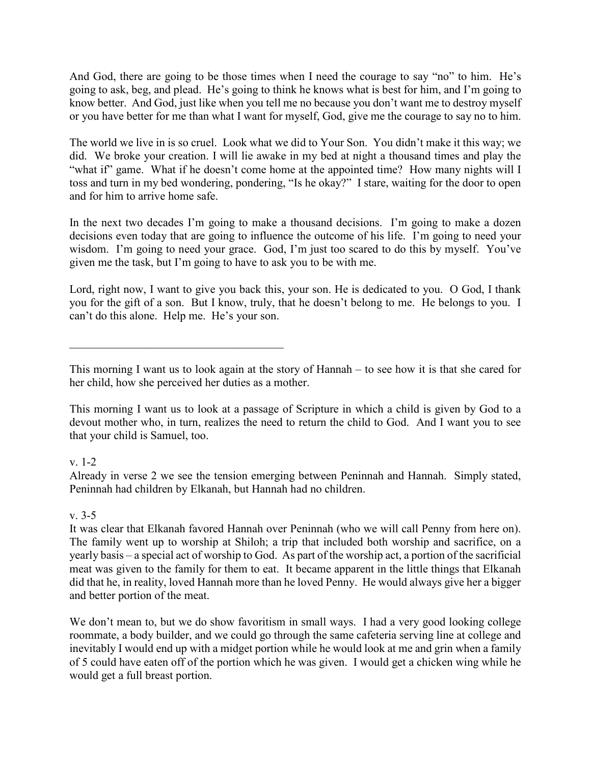And God, there are going to be those times when I need the courage to say "no" to him. He's going to ask, beg, and plead. He's going to think he knows what is best for him, and I'm going to know better. And God, just like when you tell me no because you don't want me to destroy myself or you have better for me than what I want for myself, God, give me the courage to say no to him.

The world we live in is so cruel. Look what we did to Your Son. You didn't make it this way; we did. We broke your creation. I will lie awake in my bed at night a thousand times and play the "what if" game. What if he doesn't come home at the appointed time? How many nights will I toss and turn in my bed wondering, pondering, "Is he okay?" I stare, waiting for the door to open and for him to arrive home safe.

In the next two decades I'm going to make a thousand decisions. I'm going to make a dozen decisions even today that are going to influence the outcome of his life. I'm going to need your wisdom. I'm going to need your grace. God, I'm just too scared to do this by myself. You've given me the task, but I'm going to have to ask you to be with me.

Lord, right now, I want to give you back this, your son. He is dedicated to you. O God, I thank you for the gift of a son. But I know, truly, that he doesn't belong to me. He belongs to you. I can't do this alone. Help me. He's your son.

---

This morning I want us to look again at the story of Hannah – to see how it is that she cared for her child, how she perceived her duties as a mother.

This morning I want us to look at a passage of Scripture in which a child is given by God to a devout mother who, in turn, realizes the need to return the child to God. And I want you to see that your child is Samuel, too.

v. 1-2

Already in verse 2 we see the tension emerging between Peninnah and Hannah. Simply stated, Peninnah had children by Elkanah, but Hannah had no children.

v. 3-5

It was clear that Elkanah favored Hannah over Peninnah (who we will call Penny from here on). The family went up to worship at Shiloh; a trip that included both worship and sacrifice, on a yearly basis – a special act of worship to God. As part of the worship act, a portion of the sacrificial meat was given to the family for them to eat. It became apparent in the little things that Elkanah did that he, in reality, loved Hannah more than he loved Penny. He would always give her a bigger and better portion of the meat.

We don't mean to, but we do show favoritism in small ways. I had a very good looking college roommate, a body builder, and we could go through the same cafeteria serving line at college and inevitably I would end up with a midget portion while he would look at me and grin when a family of 5 could have eaten off of the portion which he was given. I would get a chicken wing while he would get a full breast portion.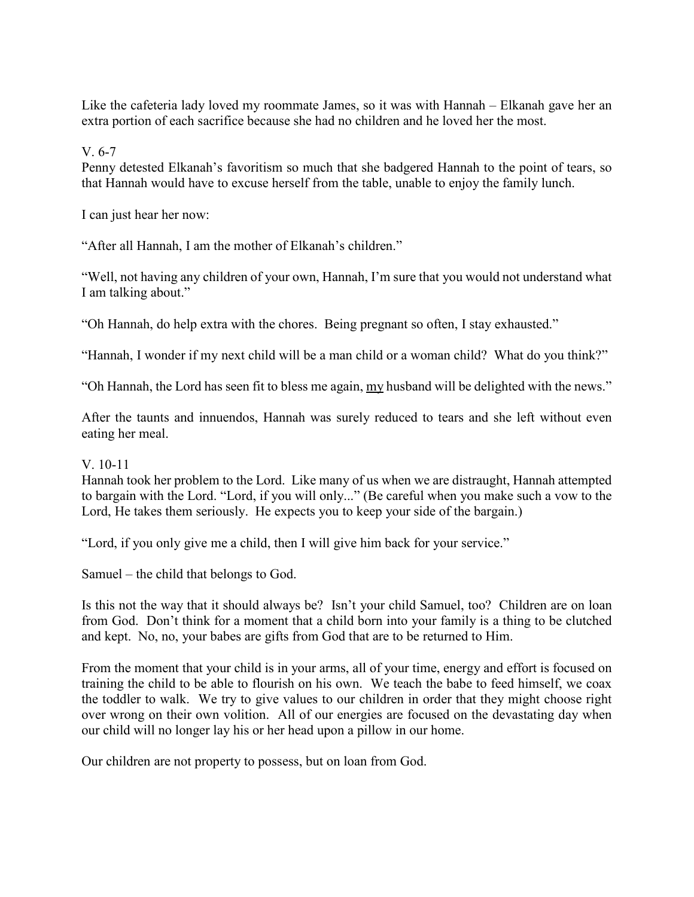Like the cafeteria lady loved my roommate James, so it was with Hannah – Elkanah gave her an extra portion of each sacrifice because she had no children and he loved her the most.

V. 6-7
Penny detested Elkanah's favoritism so much that she badgered Hannah to the point of tears, so that Hannah would have to excuse herself from the table, unable to enjoy the family lunch.

I can just hear her now:

"After all Hannah, I am the mother of Elkanah's children."

"Well, not having any children of your own, Hannah, I'm sure that you would not understand what I am talking about."

"Oh Hannah, do help extra with the chores. Being pregnant so often, I stay exhausted."

"Hannah, I wonder if my next child will be a man child or a woman child? What do you think?"

"Oh Hannah, the Lord has seen fit to bless me again, <u>my</u> husband will be delighted with the news."

After the taunts and innuendos, Hannah was surely reduced to tears and she left without even eating her meal.

V. 10-11
Hannah took her problem to the Lord. Like many of us when we are distraught, Hannah attempted to bargain with the Lord. "Lord, if you will only..." (Be careful when you make such a vow to the Lord, He takes them seriously. He expects you to keep your side of the bargain.)

"Lord, if you only give me a child, then I will give him back for your service."

Samuel – the child that belongs to God.

Is this not the way that it should always be? Isn't your child Samuel, too? Children are on loan from God. Don't think for a moment that a child born into your family is a thing to be clutched and kept. No, no, your babes are gifts from God that are to be returned to Him.

From the moment that your child is in your arms, all of your time, energy and effort is focused on training the child to be able to flourish on his own. We teach the babe to feed himself, we coax the toddler to walk. We try to give values to our children in order that they might choose right over wrong on their own volition. All of our energies are focused on the devastating day when our child will no longer lay his or her head upon a pillow in our home.

Our children are not property to possess, but on loan from God.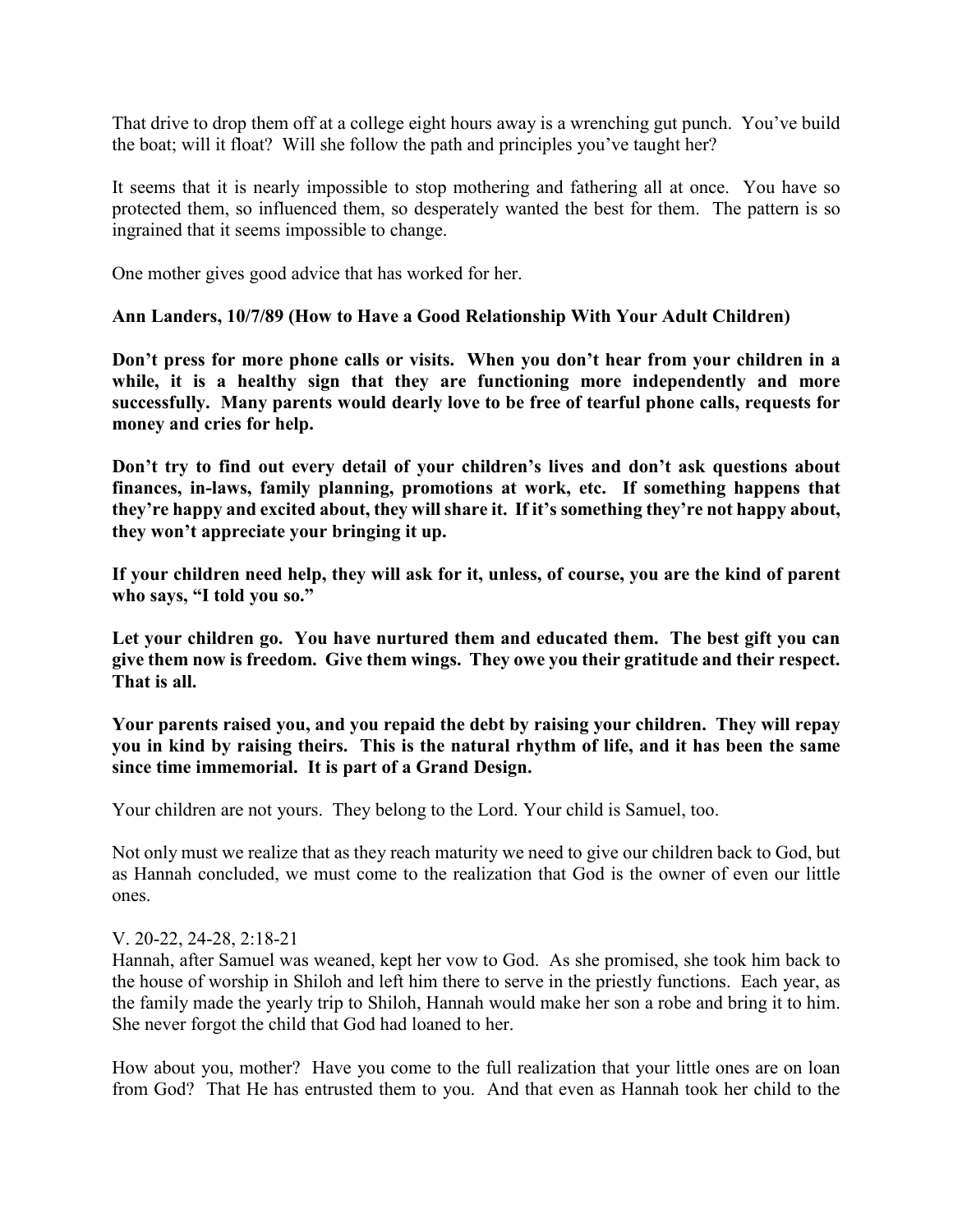That drive to drop them off at a college eight hours away is a wrenching gut punch. You've build the boat; will it float? Will she follow the path and principles you've taught her?

It seems that it is nearly impossible to stop mothering and fathering all at once. You have so protected them, so influenced them, so desperately wanted the best for them. The pattern is so ingrained that it seems impossible to change.

One mother gives good advice that has worked for her.

**Ann Landers, 10/7/89 (How to Have a Good Relationship With Your Adult Children)**

**Don't press for more phone calls or visits. When you don't hear from your children in a while, it is a healthy sign that they are functioning more independently and more successfully. Many parents would dearly love to be free of tearful phone calls, requests for money and cries for help.**

**Don't try to find out every detail of your children's lives and don't ask questions about finances, in-laws, family planning, promotions at work, etc. If something happens that they're happy and excited about, they will share it. If it's something they're not happy about, they won't appreciate your bringing it up.**

**If your children need help, they will ask for it, unless, of course, you are the kind of parent who says, "I told you so."**

**Let your children go. You have nurtured them and educated them. The best gift you can give them now is freedom. Give them wings. They owe you their gratitude and their respect. That is all.**

**Your parents raised you, and you repaid the debt by raising your children. They will repay you in kind by raising theirs. This is the natural rhythm of life, and it has been the same since time immemorial. It is part of a Grand Design.**

Your children are not yours. They belong to the Lord. Your child is Samuel, too.

Not only must we realize that as they reach maturity we need to give our children back to God, but as Hannah concluded, we must come to the realization that God is the owner of even our little ones.

V. 20-22, 24-28, 2:18-21
Hannah, after Samuel was weaned, kept her vow to God. As she promised, she took him back to the house of worship in Shiloh and left him there to serve in the priestly functions. Each year, as the family made the yearly trip to Shiloh, Hannah would make her son a robe and bring it to him. She never forgot the child that God had loaned to her.

How about you, mother? Have you come to the full realization that your little ones are on loan from God? That He has entrusted them to you. And that even as Hannah took her child to the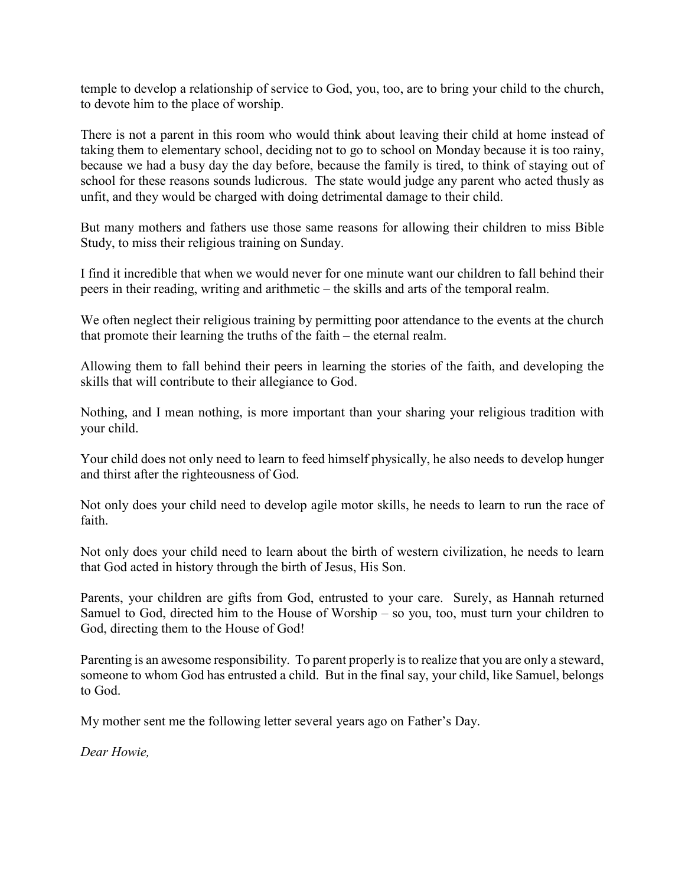temple to develop a relationship of service to God, you, too, are to bring your child to the church, to devote him to the place of worship.

There is not a parent in this room who would think about leaving their child at home instead of taking them to elementary school, deciding not to go to school on Monday because it is too rainy, because we had a busy day the day before, because the family is tired, to think of staying out of school for these reasons sounds ludicrous. The state would judge any parent who acted thusly as unfit, and they would be charged with doing detrimental damage to their child.

But many mothers and fathers use those same reasons for allowing their children to miss Bible Study, to miss their religious training on Sunday.

I find it incredible that when we would never for one minute want our children to fall behind their peers in their reading, writing and arithmetic – the skills and arts of the temporal realm.

We often neglect their religious training by permitting poor attendance to the events at the church that promote their learning the truths of the faith – the eternal realm.

Allowing them to fall behind their peers in learning the stories of the faith, and developing the skills that will contribute to their allegiance to God.

Nothing, and I mean nothing, is more important than your sharing your religious tradition with your child.

Your child does not only need to learn to feed himself physically, he also needs to develop hunger and thirst after the righteousness of God.

Not only does your child need to develop agile motor skills, he needs to learn to run the race of faith.

Not only does your child need to learn about the birth of western civilization, he needs to learn that God acted in history through the birth of Jesus, His Son.

Parents, your children are gifts from God, entrusted to your care. Surely, as Hannah returned Samuel to God, directed him to the House of Worship – so you, too, must turn your children to God, directing them to the House of God!

Parenting is an awesome responsibility. To parent properly is to realize that you are only a steward, someone to whom God has entrusted a child. But in the final say, your child, like Samuel, belongs to God.

My mother sent me the following letter several years ago on Father's Day.

*Dear Howie,*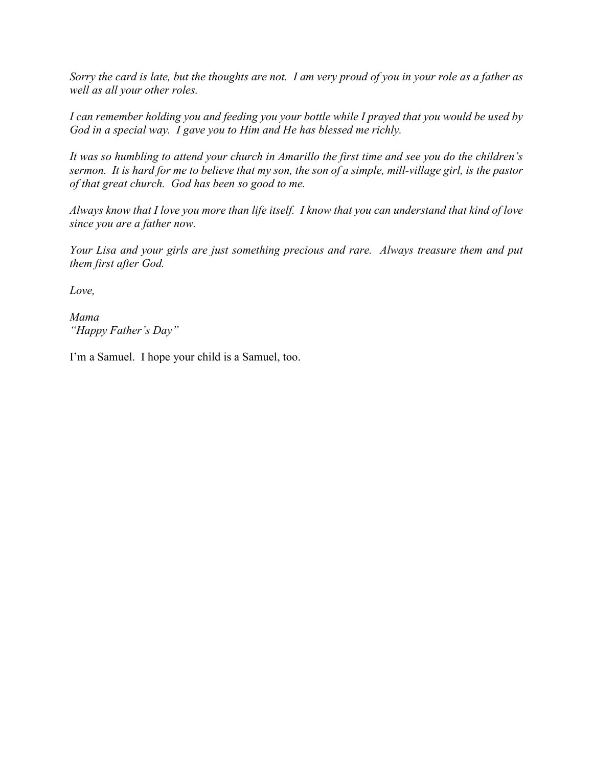*Sorry the card is late, but the thoughts are not. I am very proud of you in your role as a father as well as all your other roles.*

*I can remember holding you and feeding you your bottle while I prayed that you would be used by God in a special way. I gave you to Him and He has blessed me richly.*

*It was so humbling to attend your church in Amarillo the first time and see you do the children's sermon. It is hard for me to believe that my son, the son of a simple, mill-village girl, is the pastor of that great church. God has been so good to me.*

*Always know that I love you more than life itself. I know that you can understand that kind of love since you are a father now.*

*Your Lisa and your girls are just something precious and rare. Always treasure them and put them first after God.*

*Love,*

*Mama*
*"Happy Father's Day"*

I'm a Samuel. I hope your child is a Samuel, too.